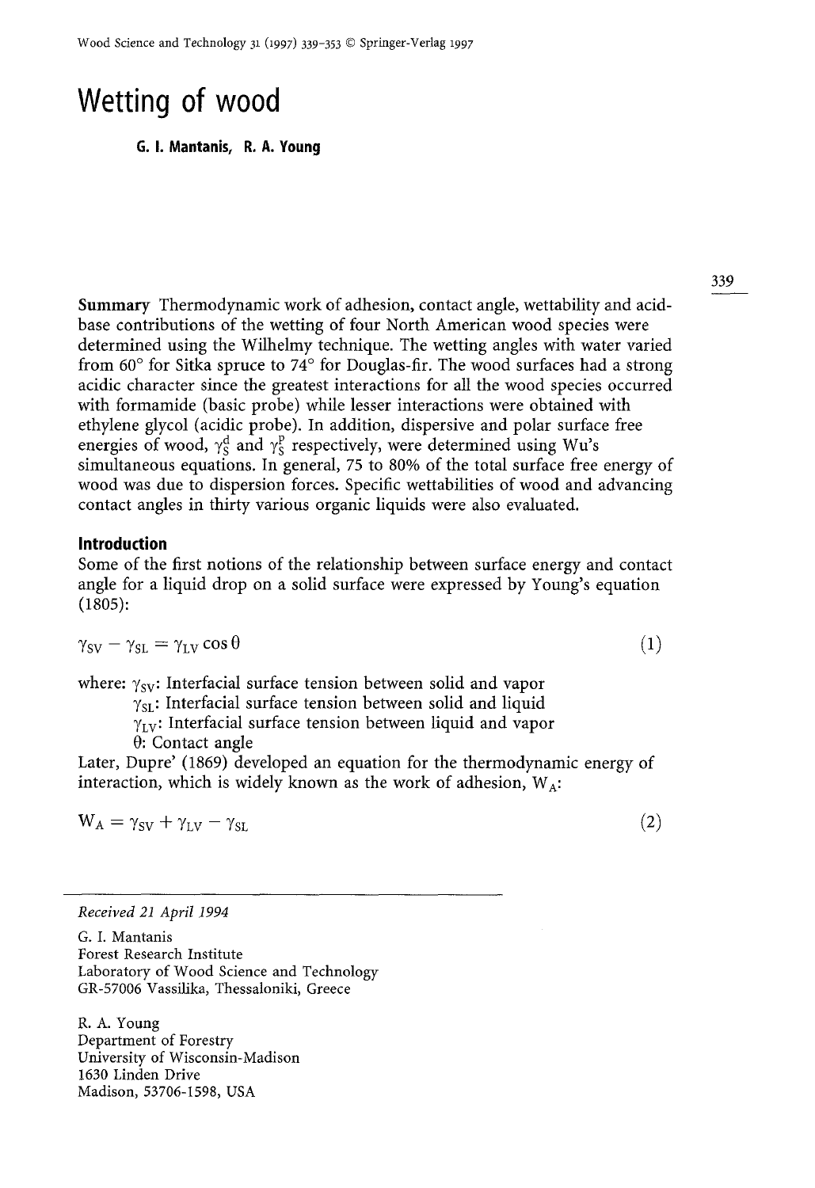# Wetting of wood

**G. I. Mantanis, R. A. Young**

**Summary** Thermodynamic work of adhesion, contact angle, wettability and acid-base contributions of the wetting of four North American wood species were determined using the Wilhelmy technique. The wetting angles with water varied from 60° for Sitka spruce to 74° for Douglas-fir. The wood surfaces had a strong acidic character since the greatest interactions for all the wood species occurred with formamide (basic probe) while lesser interactions were obtained with ethylene glycol (acidic probe). In addition, dispersive and polar surface free energies of wood, $\gamma_S^d$ and $\gamma_S^p$ respectively, were determined using Wu's simultaneous equations. In general, 75 to 80% of the total surface free energy of wood was due to dispersion forces. Specific wettabilities of wood and advancing contact angles in thirty various organic liquids were also evaluated.

## Introduction

Some of the first notions of the relationship between surface energy and contact angle for a liquid drop on a solid surface were expressed by Young's equation (1805):

$$\gamma_{SV} - \gamma_{SL} = \gamma_{LV} \cos \theta \tag{1}$$

where: $\gamma_{SV}$: Interfacial surface tension between solid and vapor
$\gamma_{SL}$: Interfacial surface tension between solid and liquid
$\gamma_{LV}$: Interfacial surface tension between liquid and vapor
$\theta$: Contact angle

Later, Dupre' (1869) developed an equation for the thermodynamic energy of interaction, which is widely known as the work of adhesion, $W_A$:

$$W_A = \gamma_{SV} + \gamma_{LV} - \gamma_{SL} \tag{2}$$

---

*Received 21 April 1994*

G. I. Mantanis
Forest Research Institute
Laboratory of Wood Science and Technology
GR-57006 Vassilika, Thessaloniki, Greece

R. A. Young
Department of Forestry
University of Wisconsin-Madison
1630 Linden Drive
Madison, 53706-1598, USA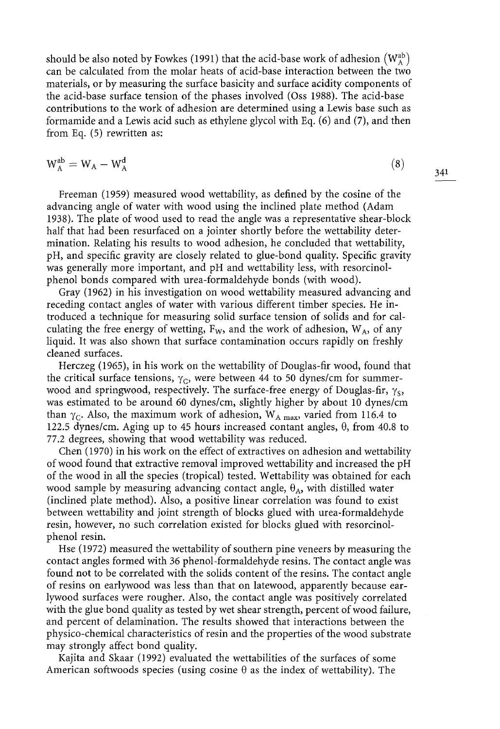should be also noted by Fowkes (1991) that the acid-base work of adhesion $(W_A^{ab})$ can be calculated from the molar heats of acid-base interaction between the two materials, or by measuring the surface basicity and surface acidity components of the acid-base surface tension of the phases involved (Oss 1988). The acid-base contributions to the work of adhesion are determined using a Lewis base such as formamide and a Lewis acid such as ethylene glycol with Eq. (6) and (7), and then from Eq. (5) rewritten as:

$$W_A^{ab} = W_A - W_A^d \tag{8}$$

Freeman (1959) measured wood wettability, as defined by the cosine of the advancing angle of water with wood using the inclined plate method (Adam 1938). The plate of wood used to read the angle was a representative shear-block half that had been resurfaced on a jointer shortly before the wettability determination. Relating his results to wood adhesion, he concluded that wettability, pH, and specific gravity are closely related to glue-bond quality. Specific gravity was generally more important, and pH and wettability less, with resorcinol-phenol bonds compared with urea-formaldehyde bonds (with wood).

Gray (1962) in his investigation on wood wettability measured advancing and receding contact angles of water with various different timber species. He introduced a technique for measuring solid surface tension of solids and for calculating the free energy of wetting, $F_W$, and the work of adhesion, $W_A$, of any liquid. It was also shown that surface contamination occurs rapidly on freshly cleaned surfaces.

Herczeg (1965), in his work on the wettability of Douglas-fir wood, found that the critical surface tensions, $\gamma_C$, were between 44 to 50 dynes/cm for summerwood and springwood, respectively. The surface-free energy of Douglas-fir, $\gamma_S$, was estimated to be around 60 dynes/cm, slightly higher by about 10 dynes/cm than $\gamma_C$. Also, the maximum work of adhesion, $W_{A\ max}$, varied from 116.4 to 122.5 dynes/cm. Aging up to 45 hours increased contant angles, $\theta$, from 40.8 to 77.2 degrees, showing that wood wettability was reduced.

Chen (1970) in his work on the effect of extractives on adhesion and wettability of wood found that extractive removal improved wettability and increased the pH of the wood in all the species (tropical) tested. Wettability was obtained for each wood sample by measuring advancing contact angle, $\theta_A$, with distilled water (inclined plate method). Also, a positive linear correlation was found to exist between wettability and joint strength of blocks glued with urea-formaldehyde resin, however, no such correlation existed for blocks glued with resorcinol-phenol resin.

Hse (1972) measured the wettability of southern pine veneers by measuring the contact angles formed with 36 phenol-formaldehyde resins. The contact angle was found not to be correlated with the solids content of the resins. The contact angle of resins on earlywood was less than that on latewood, apparently because earlywood surfaces were rougher. Also, the contact angle was positively correlated with the glue bond quality as tested by wet shear strength, percent of wood failure, and percent of delamination. The results showed that interactions between the physico-chemical characteristics of resin and the properties of the wood substrate may strongly affect bond quality.

Kajita and Skaar (1992) evaluated the wettabilities of the surfaces of some American softwoods species (using cosine $\theta$ as the index of wettability). The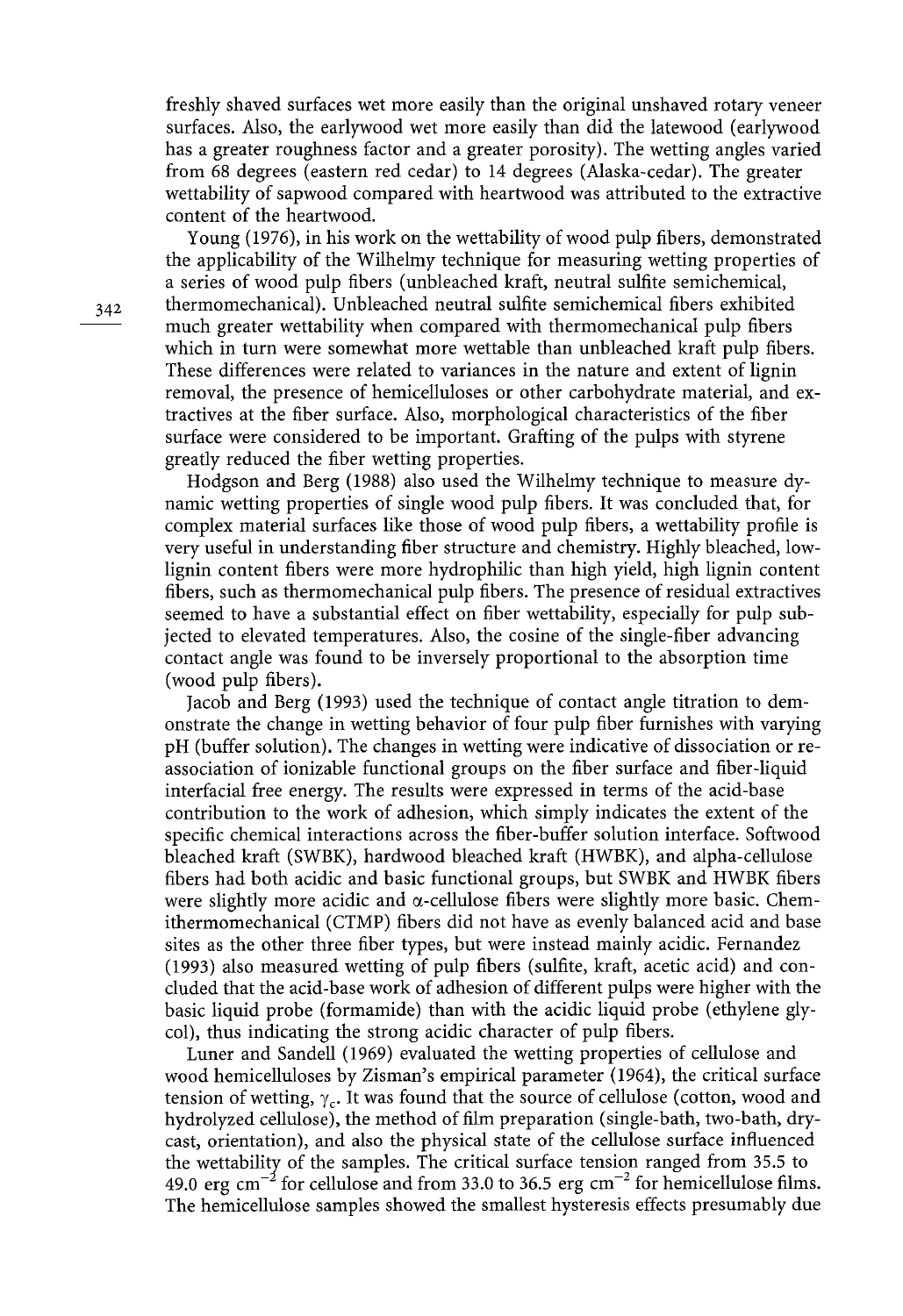freshly shaved surfaces wet more easily than the original unshaved rotary veneer surfaces. Also, the earlywood wet more easily than did the latewood (earlywood has a greater roughness factor and a greater porosity). The wetting angles varied from 68 degrees (eastern red cedar) to 14 degrees (Alaska-cedar). The greater wettability of sapwood compared with heartwood was attributed to the extractive content of the heartwood.

Young (1976), in his work on the wettability of wood pulp fibers, demonstrated the applicability of the Wilhelmy technique for measuring wetting properties of a series of wood pulp fibers (unbleached kraft, neutral sulfite semichemical, thermomechanical). Unbleached neutral sulfite semichemical fibers exhibited much greater wettability when compared with thermomechanical pulp fibers which in turn were somewhat more wettable than unbleached kraft pulp fibers. These differences were related to variances in the nature and extent of lignin removal, the presence of hemicelluloses or other carbohydrate material, and extractives at the fiber surface. Also, morphological characteristics of the fiber surface were considered to be important. Grafting of the pulps with styrene greatly reduced the fiber wetting properties.

Hodgson and Berg (1988) also used the Wilhelmy technique to measure dynamic wetting properties of single wood pulp fibers. It was concluded that, for complex material surfaces like those of wood pulp fibers, a wettability profile is very useful in understanding fiber structure and chemistry. Highly bleached, low-lignin content fibers were more hydrophilic than high yield, high lignin content fibers, such as thermomechanical pulp fibers. The presence of residual extractives seemed to have a substantial effect on fiber wettability, especially for pulp subjected to elevated temperatures. Also, the cosine of the single-fiber advancing contact angle was found to be inversely proportional to the absorption time (wood pulp fibers).

Jacob and Berg (1993) used the technique of contact angle titration to demonstrate the change in wetting behavior of four pulp fiber furnishes with varying pH (buffer solution). The changes in wetting were indicative of dissociation or reassociation of ionizable functional groups on the fiber surface and fiber-liquid interfacial free energy. The results were expressed in terms of the acid-base contribution to the work of adhesion, which simply indicates the extent of the specific chemical interactions across the fiber-buffer solution interface. Softwood bleached kraft (SWBK), hardwood bleached kraft (HWBK), and alpha-cellulose fibers had both acidic and basic functional groups, but SWBK and HWBK fibers were slightly more acidic and $\alpha$-cellulose fibers were slightly more basic. Chemithermomechanical (CTMP) fibers did not have as evenly balanced acid and base sites as the other three fiber types, but were instead mainly acidic. Fernandez (1993) also measured wetting of pulp fibers (sulfite, kraft, acetic acid) and concluded that the acid-base work of adhesion of different pulps were higher with the basic liquid probe (formamide) than with the acidic liquid probe (ethylene glycol), thus indicating the strong acidic character of pulp fibers.

Luner and Sandell (1969) evaluated the wetting properties of cellulose and wood hemicelluloses by Zisman's empirical parameter (1964), the critical surface tension of wetting, $\gamma_c$. It was found that the source of cellulose (cotton, wood and hydrolyzed cellulose), the method of film preparation (single-bath, two-bath, dry-cast, orientation), and also the physical state of the cellulose surface influenced the wettability of the samples. The critical surface tension ranged from 35.5 to 49.0 erg $cm^{-2}$ for cellulose and from 33.0 to 36.5 erg $cm^{-2}$ for hemicellulose films. The hemicellulose samples showed the smallest hysteresis effects presumably due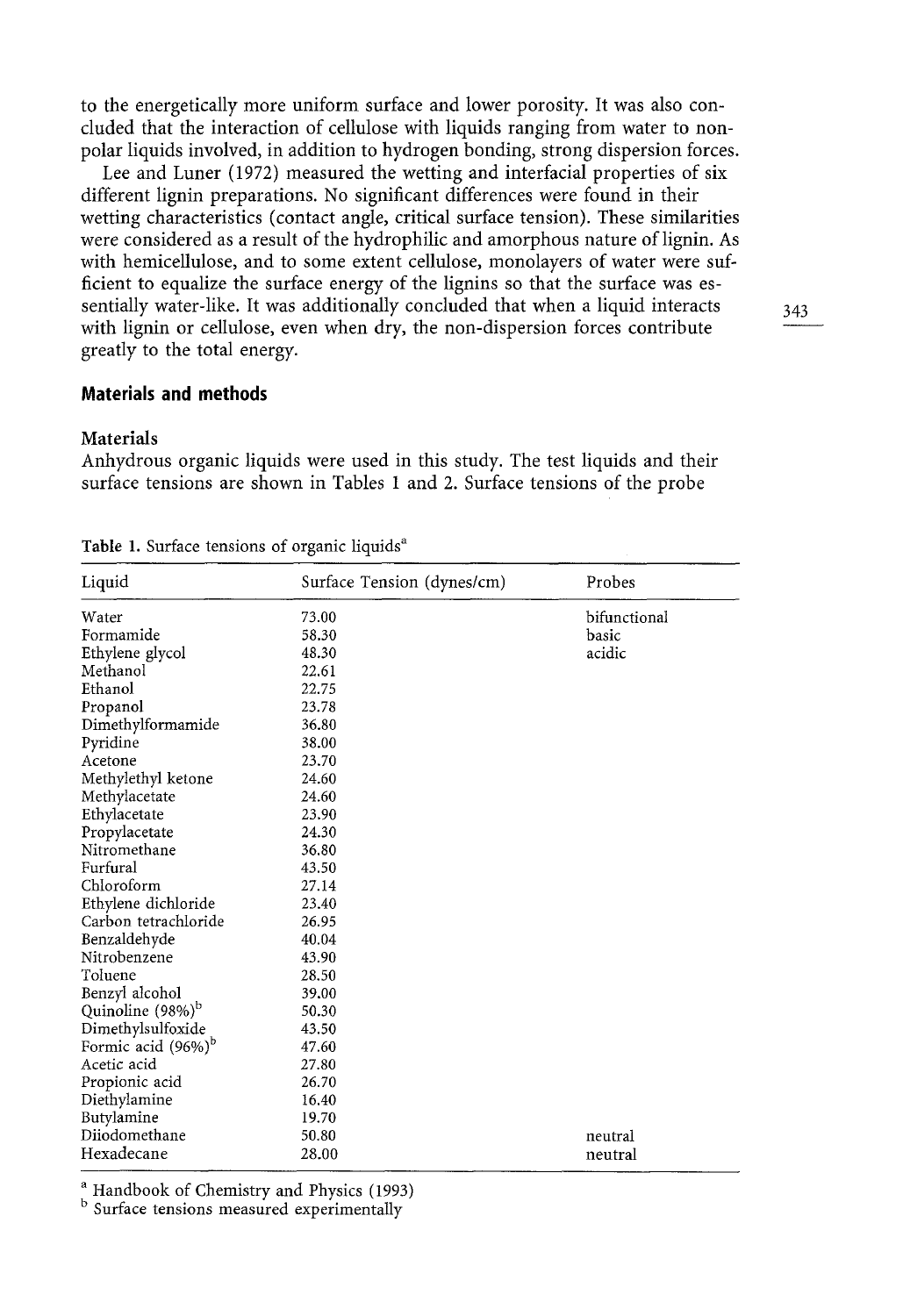to the energetically more uniform surface and lower porosity. It was also concluded that the interaction of cellulose with liquids ranging from water to non-polar liquids involved, in addition to hydrogen bonding, strong dispersion forces.

Lee and Luner (1972) measured the wetting and interfacial properties of six different lignin preparations. No significant differences were found in their wetting characteristics (contact angle, critical surface tension). These similarities were considered as a result of the hydrophilic and amorphous nature of lignin. As with hemicellulose, and to some extent cellulose, monolayers of water were sufficient to equalize the surface energy of the lignins so that the surface was essentially water-like. It was additionally concluded that when a liquid interacts with lignin or cellulose, even when dry, the non-dispersion forces contribute greatly to the total energy.

## Materials and methods

### Materials

Anhydrous organic liquids were used in this study. The test liquids and their surface tensions are shown in Tables 1 and 2. Surface tensions of the probe

**Table 1.** Surface tensions of organic liquids[a]

| Liquid | Surface Tension (dynes/cm) | Probes |
|---|---|---|
| Water | 73.00 | bifunctional |
| Formamide | 58.30 | basic |
| Ethylene glycol | 48.30 | acidic |
| Methanol | 22.61 | |
| Ethanol | 22.75 | |
| Propanol | 23.78 | |
| Dimethylformamide | 36.80 | |
| Pyridine | 38.00 | |
| Acetone | 23.70 | |
| Methylethyl ketone | 24.60 | |
| Methylacetate | 24.60 | |
| Ethylacetate | 23.90 | |
| Propylacetate | 24.30 | |
| Nitromethane | 36.80 | |
| Furfural | 43.50 | |
| Chloroform | 27.14 | |
| Ethylene dichloride | 23.40 | |
| Carbon tetrachloride | 26.95 | |
| Benzaldehyde | 40.04 | |
| Nitrobenzene | 43.90 | |
| Toluene | 28.50 | |
| Benzyl alcohol | 39.00 | |
| Quinoline (98%)[b] | 50.30 | |
| Dimethylsulfoxide | 43.50 | |
| Formic acid (96%)[b] | 47.60 | |
| Acetic acid | 27.80 | |
| Propionic acid | 26.70 | |
| Diethylamine | 16.40 | |
| Butylamine | 19.70 | |
| Diiodomethane | 50.80 | neutral |
| Hexadecane | 28.00 | neutral |

[a] Handbook of Chemistry and Physics (1993)
[b] Surface tensions measured experimentally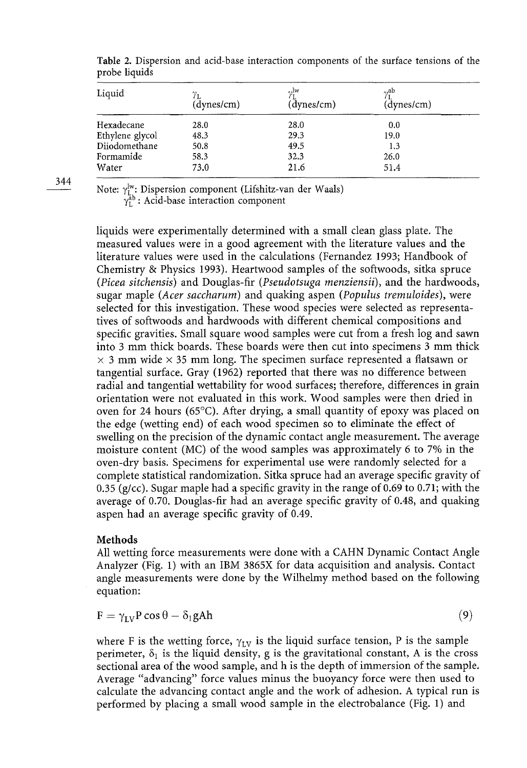**Table 2.** Dispersion and acid-base interaction components of the surface tensions of the probe liquids

| Liquid | $\gamma_L$ (dynes/cm) | $\gamma_L^{lw}$ (dynes/cm) | $\gamma_L^{ab}$ (dynes/cm) |
|---|---|---|---|
| Hexadecane | 28.0 | 28.0 | 0.0 |
| Ethylene glycol | 48.3 | 29.3 | 19.0 |
| Diiodomethane | 50.8 | 49.5 | 1.3 |
| Formamide | 58.3 | 32.3 | 26.0 |
| Water | 73.0 | 21.6 | 51.4 |

Note: $\gamma_L^{lw}$: Dispersion component (Lifshitz-van der Waals)
$\gamma_L^{ab}$ : Acid-base interaction component

liquids were experimentally determined with a small clean glass plate. The measured values were in a good agreement with the literature values and the literature values were used in the calculations (Fernandez 1993; Handbook of Chemistry & Physics 1993). Heartwood samples of the softwoods, sitka spruce (*Picea sitchensis*) and Douglas-fir (*Pseudotsuga menziensii*), and the hardwoods, sugar maple (*Acer saccharum*) and quaking aspen (*Populus tremuloides*), were selected for this investigation. These wood species were selected as representatives of softwoods and hardwoods with different chemical compositions and specific gravities. Small square wood samples were cut from a fresh log and sawn into 3 mm thick boards. These boards were then cut into specimens 3 mm thick × 3 mm wide × 35 mm long. The specimen surface represented a flatsawn or tangential surface. Gray (1962) reported that there was no difference between radial and tangential wettability for wood surfaces; therefore, differences in grain orientation were not evaluated in this work. Wood samples were then dried in oven for 24 hours (65°C). After drying, a small quantity of epoxy was placed on the edge (wetting end) of each wood specimen so to eliminate the effect of swelling on the precision of the dynamic contact angle measurement. The average moisture content (MC) of the wood samples was approximately 6 to 7% in the oven-dry basis. Specimens for experimental use were randomly selected for a complete statistical randomization. Sitka spruce had an average specific gravity of 0.35 (g/cc). Sugar maple had a specific gravity in the range of 0.69 to 0.71; with the average of 0.70. Douglas-fir had an average specific gravity of 0.48, and quaking aspen had an average specific gravity of 0.49.

### Methods

All wetting force measurements were done with a CAHN Dynamic Contact Angle Analyzer (Fig. 1) with an IBM 3865X for data acquisition and analysis. Contact angle measurements were done by the Wilhelmy method based on the following equation:

$$F = \gamma_{LV} P \cos\theta - \delta_l g A h \qquad (9)$$

where F is the wetting force, $\gamma_{LV}$ is the liquid surface tension, P is the sample perimeter, $\delta_l$ is the liquid density, g is the gravitational constant, A is the cross sectional area of the wood sample, and h is the depth of immersion of the sample. Average "advancing" force values minus the buoyancy force were then used to calculate the advancing contact angle and the work of adhesion. A typical run is performed by placing a small wood sample in the electrobalance (Fig. 1) and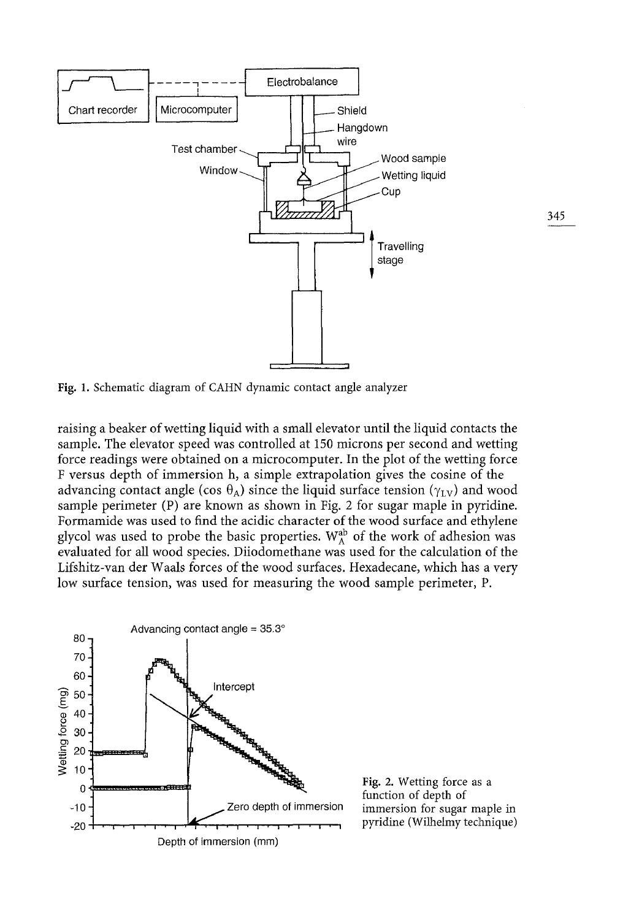Fig. 1. Schematic diagram of CAHN dynamic contact angle analyzer

raising a beaker of wetting liquid with a small elevator until the liquid contacts the sample. The elevator speed was controlled at 150 microns per second and wetting force readings were obtained on a microcomputer. In the plot of the wetting force F versus depth of immersion h, a simple extrapolation gives the cosine of the advancing contact angle ($\cos \theta_A$) since the liquid surface tension ($\gamma_{LV}$) and wood sample perimeter (P) are known as shown in Fig. 2 for sugar maple in pyridine. Formamide was used to find the acidic character of the wood surface and ethylene glycol was used to probe the basic properties. $W_A^{ab}$ of the work of adhesion was evaluated for all wood species. Diiodomethane was used for the calculation of the Lifshitz-van der Waals forces of the wood surfaces. Hexadecane, which has a very low surface tension, was used for measuring the wood sample perimeter, P.

Fig. 2. Wetting force as a function of depth of immersion for sugar maple in pyridine (Wilhelmy technique)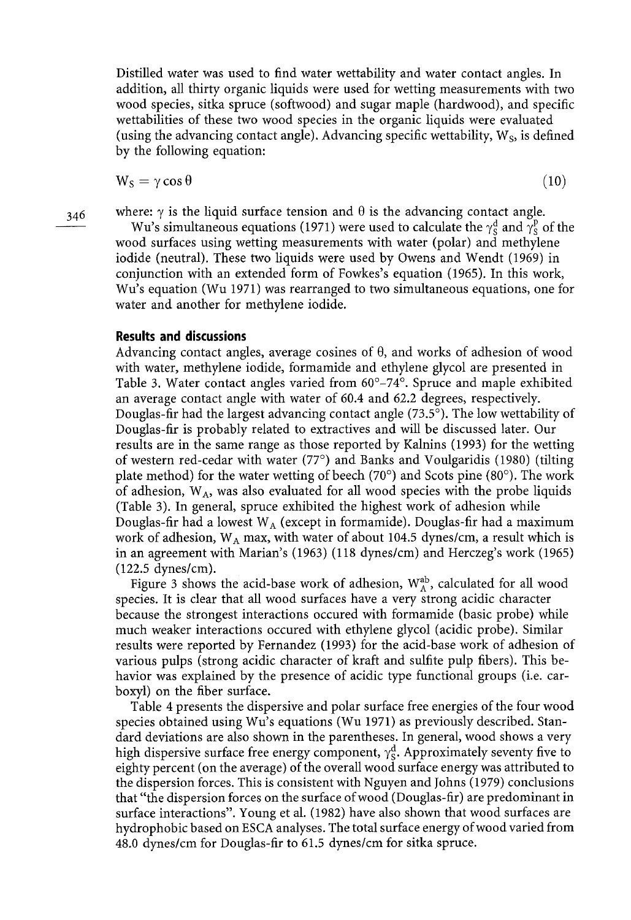Distilled water was used to find water wettability and water contact angles. In addition, all thirty organic liquids were used for wetting measurements with two wood species, sitka spruce (softwood) and sugar maple (hardwood), and specific wettabilities of these two wood species in the organic liquids were evaluated (using the advancing contact angle). Advancing specific wettability, $W_S$, is defined by the following equation:

$$W_S = \gamma \cos\theta \tag{10}$$

where: $\gamma$ is the liquid surface tension and $\theta$ is the advancing contact angle.

Wu's simultaneous equations (1971) were used to calculate the $\gamma_S^d$ and $\gamma_S^p$ of the wood surfaces using wetting measurements with water (polar) and methylene iodide (neutral). These two liquids were used by Owens and Wendt (1969) in conjunction with an extended form of Fowkes's equation (1965). In this work, Wu's equation (Wu 1971) was rearranged to two simultaneous equations, one for water and another for methylene iodide.

## Results and discussions

Advancing contact angles, average cosines of $\theta$, and works of adhesion of wood with water, methylene iodide, formamide and ethylene glycol are presented in Table 3. Water contact angles varied from 60°–74°. Spruce and maple exhibited an average contact angle with water of 60.4 and 62.2 degrees, respectively. Douglas-fir had the largest advancing contact angle (73.5°). The low wettability of Douglas-fir is probably related to extractives and will be discussed later. Our results are in the same range as those reported by Kalnins (1993) for the wetting of western red-cedar with water (77°) and Banks and Voulgaridis (1980) (tilting plate method) for the water wetting of beech (70°) and Scots pine (80°). The work of adhesion, $W_A$, was also evaluated for all wood species with the probe liquids (Table 3). In general, spruce exhibited the highest work of adhesion while Douglas-fir had a lowest $W_A$ (except in formamide). Douglas-fir had a maximum work of adhesion, $W_A$ max, with water of about 104.5 dynes/cm, a result which is in an agreement with Marian's (1963) (118 dynes/cm) and Herczeg's work (1965) (122.5 dynes/cm).

Figure 3 shows the acid-base work of adhesion, $W_A^{ab}$, calculated for all wood species. It is clear that all wood surfaces have a very strong acidic character because the strongest interactions occured with formamide (basic probe) while much weaker interactions occured with ethylene glycol (acidic probe). Similar results were reported by Fernandez (1993) for the acid-base work of adhesion of various pulps (strong acidic character of kraft and sulfite pulp fibers). This behavior was explained by the presence of acidic type functional groups (i.e. carboxyl) on the fiber surface.

Table 4 presents the dispersive and polar surface free energies of the four wood species obtained using Wu's equations (Wu 1971) as previously described. Standard deviations are also shown in the parentheses. In general, wood shows a very high dispersive surface free energy component, $\gamma_S^d$. Approximately seventy five to eighty percent (on the average) of the overall wood surface energy was attributed to the dispersion forces. This is consistent with Nguyen and Johns (1979) conclusions that "the dispersion forces on the surface of wood (Douglas-fir) are predominant in surface interactions". Young et al. (1982) have also shown that wood surfaces are hydrophobic based on ESCA analyses. The total surface energy of wood varied from 48.0 dynes/cm for Douglas-fir to 61.5 dynes/cm for sitka spruce.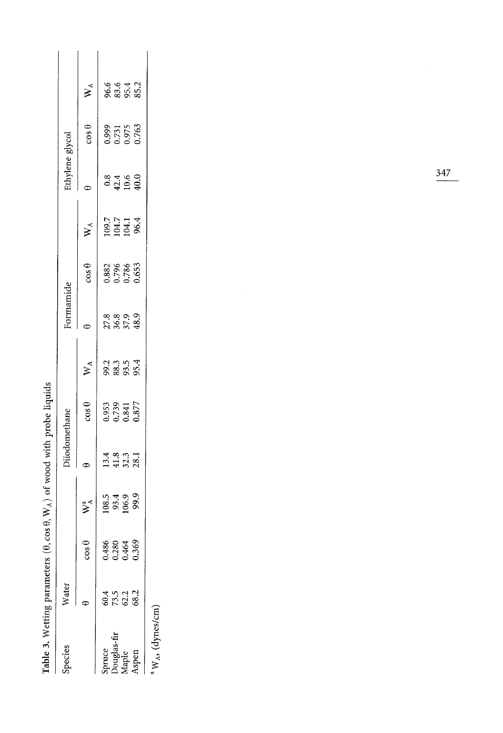**Table 3.** Wetting parameters ($\theta$, $\cos\theta$, $W_A$) of wood with probe liquids

| Species | Water | | | Diiodomethane | | | Formamide | | | Ethylene glycol | | |
|---|---|---|---|---|---|---|---|---|---|---|---|---|
| | $\theta$ | $\cos\theta$ | $W_A^a$ | $\theta$ | $\cos\theta$ | $W_A$ | $\theta$ | $\cos\theta$ | $W_A$ | $\theta$ | $\cos\theta$ | $W_A$ |
| Spruce | 60.4 | 0.486 | 108.5 | 13.4 | 0.953 | 99.2 | 27.8 | 0.882 | 109.7 | 0.8 | 0.999 | 96.6 |
| Douglas-fir | 73.5 | 0.280 | 93.4 | 41.8 | 0.739 | 88.3 | 36.8 | 0.796 | 104.7 | 42.4 | 0.731 | 83.6 |
| Maple | 62.2 | 0.464 | 106.9 | 32.3 | 0.841 | 93.5 | 37.9 | 0.786 | 104.1 | 10.6 | 0.975 | 95.4 |
| Aspen | 68.2 | 0.369 | 99.9 | 28.1 | 0.877 | 95.4 | 48.9 | 0.653 | 96.4 | 40.0 | 0.763 | 85.2 |

[a] $W_A$, (dynes/cm)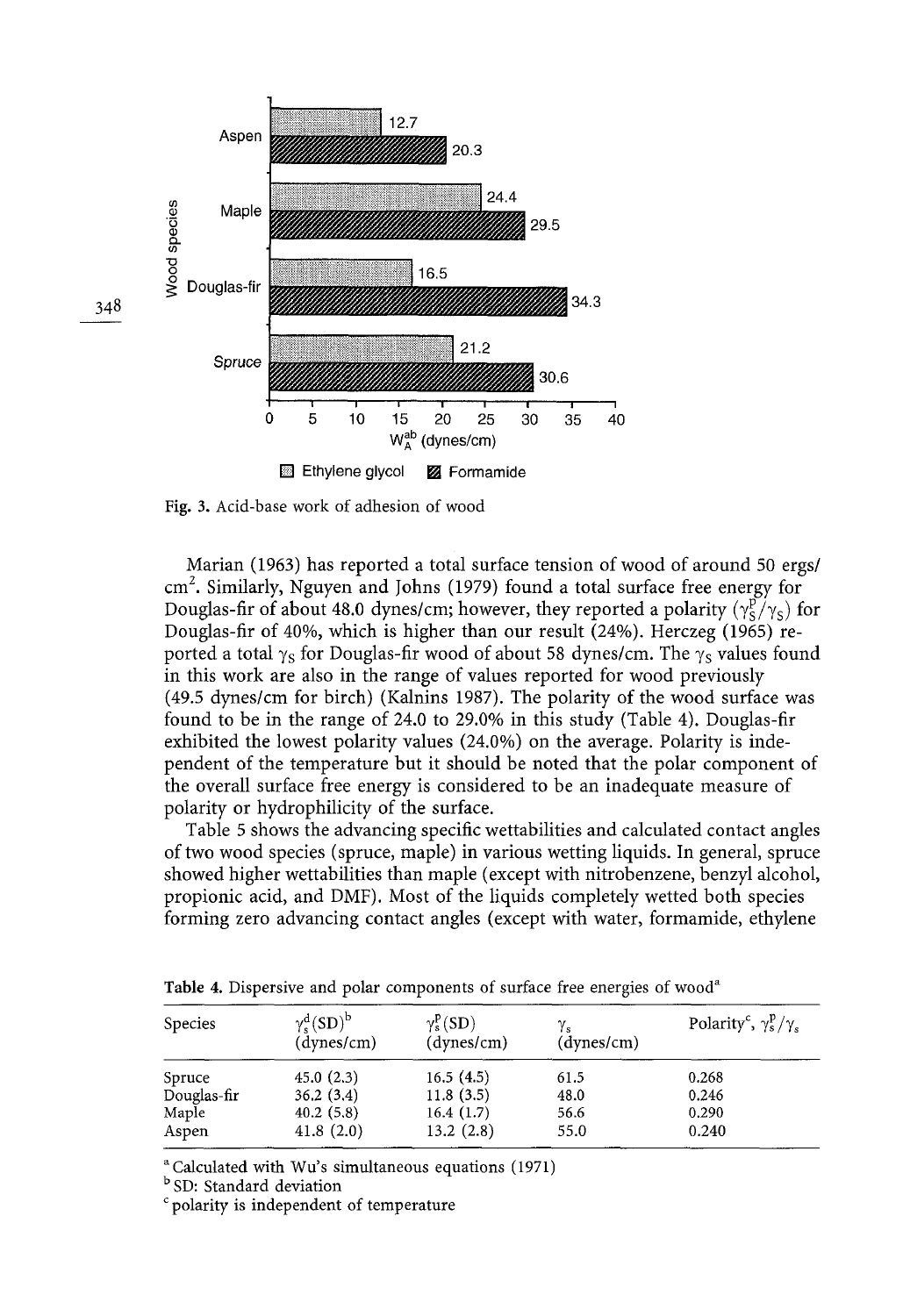Fig. 3. Acid-base work of adhesion of wood

Marian (1963) has reported a total surface tension of wood of around 50 ergs/ $cm^2$. Similarly, Nguyen and Johns (1979) found a total surface free energy for Douglas-fir of about 48.0 dynes/cm; however, they reported a polarity ($\gamma_S^p/\gamma_S$) for Douglas-fir of 40%, which is higher than our result (24%). Herczeg (1965) reported a total $\gamma_S$ for Douglas-fir wood of about 58 dynes/cm. The $\gamma_S$ values found in this work are also in the range of values reported for wood previously (49.5 dynes/cm for birch) (Kalnins 1987). The polarity of the wood surface was found to be in the range of 24.0 to 29.0% in this study (Table 4). Douglas-fir exhibited the lowest polarity values (24.0%) on the average. Polarity is independent of the temperature but it should be noted that the polar component of the overall surface free energy is considered to be an inadequate measure of polarity or hydrophilicity of the surface.

Table 5 shows the advancing specific wettabilities and calculated contact angles of two wood species (spruce, maple) in various wetting liquids. In general, spruce showed higher wettabilities than maple (except with nitrobenzene, benzyl alcohol, propionic acid, and DMF). Most of the liquids completely wetted both species forming zero advancing contact angles (except with water, formamide, ethylene

**Table 4.** Dispersive and polar components of surface free energies of wood[a]

| Species | $\gamma_s^d$(SD)[b] (dynes/cm) | $\gamma_s^p$(SD) (dynes/cm) | $\gamma_s$ (dynes/cm) | Polarity[c], $\gamma_s^p/\gamma_s$ |
|---|---|---|---|---|
| Spruce | 45.0 (2.3) | 16.5 (4.5) | 61.5 | 0.268 |
| Douglas-fir | 36.2 (3.4) | 11.8 (3.5) | 48.0 | 0.246 |
| Maple | 40.2 (5.8) | 16.4 (1.7) | 56.6 | 0.290 |
| Aspen | 41.8 (2.0) | 13.2 (2.8) | 55.0 | 0.240 |

[a] Calculated with Wu's simultaneous equations (1971)

[b] SD: Standard deviation

[c] polarity is independent of temperature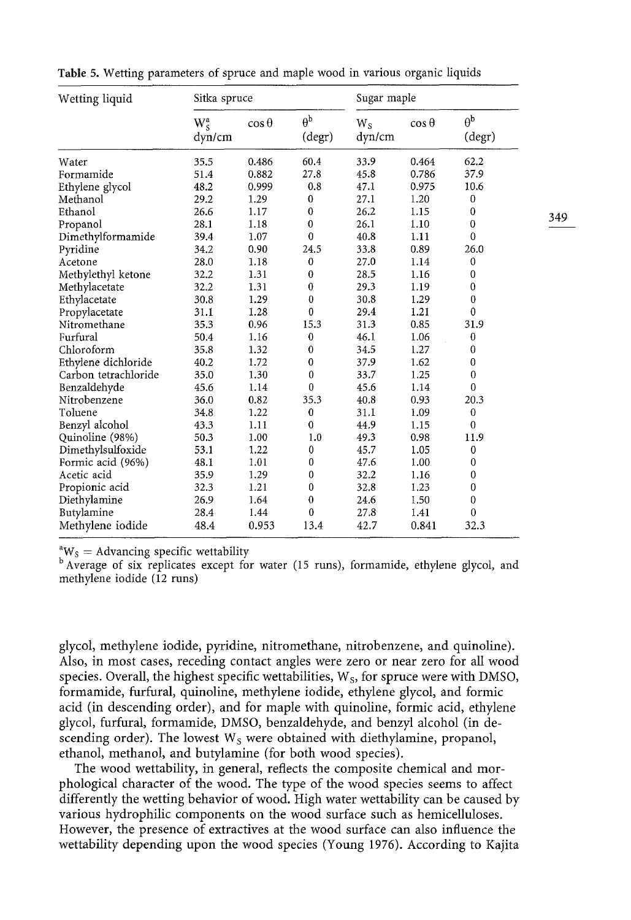**Table 5.** Wetting parameters of spruce and maple wood in various organic liquids

| Wetting liquid | Sitka spruce | | | Sugar maple | | |
|---|---|---|---|---|---|---|
| | $W_S^a$ dyn/cm | $\cos\theta$ | $\theta^b$ (degr) | $W_S$ dyn/cm | $\cos\theta$ | $\theta^b$ (degr) |
| Water | 35.5 | 0.486 | 60.4 | 33.9 | 0.464 | 62.2 |
| Formamide | 51.4 | 0.882 | 27.8 | 45.8 | 0.786 | 37.9 |
| Ethylene glycol | 48.2 | 0.999 | 0.8 | 47.1 | 0.975 | 10.6 |
| Methanol | 29.2 | 1.29 | 0 | 27.1 | 1.20 | 0 |
| Ethanol | 26.6 | 1.17 | 0 | 26.2 | 1.15 | 0 |
| Propanol | 28.1 | 1.18 | 0 | 26.1 | 1.10 | 0 |
| Dimethylformamide | 39.4 | 1.07 | 0 | 40.8 | 1.11 | 0 |
| Pyridine | 34.2 | 0.90 | 24.5 | 33.8 | 0.89 | 26.0 |
| Acetone | 28.0 | 1.18 | 0 | 27.0 | 1.14 | 0 |
| Methylethyl ketone | 32.2 | 1.31 | 0 | 28.5 | 1.16 | 0 |
| Methylacetate | 32.2 | 1.31 | 0 | 29.3 | 1.19 | 0 |
| Ethylacetate | 30.8 | 1.29 | 0 | 30.8 | 1.29 | 0 |
| Propylacetate | 31.1 | 1.28 | 0 | 29.4 | 1.21 | 0 |
| Nitromethane | 35.3 | 0.96 | 15.3 | 31.3 | 0.85 | 31.9 |
| Furfural | 50.4 | 1.16 | 0 | 46.1 | 1.06 | 0 |
| Chloroform | 35.8 | 1.32 | 0 | 34.5 | 1.27 | 0 |
| Ethylene dichloride | 40.2 | 1.72 | 0 | 37.9 | 1.62 | 0 |
| Carbon tetrachloride | 35.0 | 1.30 | 0 | 33.7 | 1.25 | 0 |
| Benzaldehyde | 45.6 | 1.14 | 0 | 45.6 | 1.14 | 0 |
| Nitrobenzene | 36.0 | 0.82 | 35.3 | 40.8 | 0.93 | 20.3 |
| Toluene | 34.8 | 1.22 | 0 | 31.1 | 1.09 | 0 |
| Benzyl alcohol | 43.3 | 1.11 | 0 | 44.9 | 1.15 | 0 |
| Quinoline (98%) | 50.3 | 1.00 | 1.0 | 49.3 | 0.98 | 11.9 |
| Dimethylsulfoxide | 53.1 | 1.22 | 0 | 45.7 | 1.05 | 0 |
| Formic acid (96%) | 48.1 | 1.01 | 0 | 47.6 | 1.00 | 0 |
| Acetic acid | 35.9 | 1.29 | 0 | 32.2 | 1.16 | 0 |
| Propionic acid | 32.3 | 1.21 | 0 | 32.8 | 1.23 | 0 |
| Diethylamine | 26.9 | 1.64 | 0 | 24.6 | 1.50 | 0 |
| Butylamine | 28.4 | 1.44 | 0 | 27.8 | 1.41 | 0 |
| Methylene iodide | 48.4 | 0.953 | 13.4 | 42.7 | 0.841 | 32.3 |

[a] $W_S$ = Advancing specific wettability
[b] Average of six replicates except for water (15 runs), formamide, ethylene glycol, and methylene iodide (12 runs)

glycol, methylene iodide, pyridine, nitromethane, nitrobenzene, and quinoline). Also, in most cases, receding contact angles were zero or near zero for all wood species. Overall, the highest specific wettabilities, $W_S$, for spruce were with DMSO, formamide, furfural, quinoline, methylene iodide, ethylene glycol, and formic acid (in descending order), and for maple with quinoline, formic acid, ethylene glycol, furfural, formamide, DMSO, benzaldehyde, and benzyl alcohol (in descending order). The lowest $W_S$ were obtained with diethylamine, propanol, ethanol, methanol, and butylamine (for both wood species).

The wood wettability, in general, reflects the composite chemical and morphological character of the wood. The type of the wood species seems to affect differently the wetting behavior of wood. High water wettability can be caused by various hydrophilic components on the wood surface such as hemicelluloses. However, the presence of extractives at the wood surface can also influence the wettability depending upon the wood species (Young 1976). According to Kajita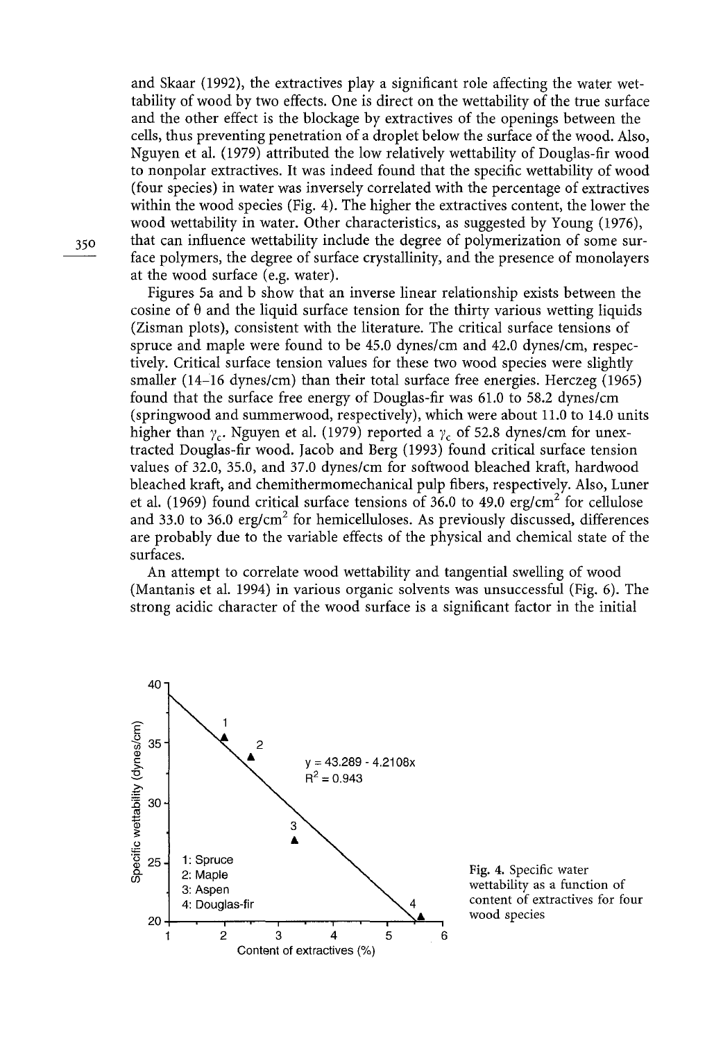and Skaar (1992), the extractives play a significant role affecting the water wettability of wood by two effects. One is direct on the wettability of the true surface and the other effect is the blockage by extractives of the openings between the cells, thus preventing penetration of a droplet below the surface of the wood. Also, Nguyen et al. (1979) attributed the low relatively wettability of Douglas-fir wood to nonpolar extractives. It was indeed found that the specific wettability of wood (four species) in water was inversely correlated with the percentage of extractives within the wood species (Fig. 4). The higher the extractives content, the lower the wood wettability in water. Other characteristics, as suggested by Young (1976), that can influence wettability include the degree of polymerization of some surface polymers, the degree of surface crystallinity, and the presence of monolayers at the wood surface (e.g. water).

Figures 5a and b show that an inverse linear relationship exists between the cosine of θ and the liquid surface tension for the thirty various wetting liquids (Zisman plots), consistent with the literature. The critical surface tensions of spruce and maple were found to be 45.0 dynes/cm and 42.0 dynes/cm, respectively. Critical surface tension values for these two wood species were slightly smaller (14–16 dynes/cm) than their total surface free energies. Herczeg (1965) found that the surface free energy of Douglas-fir was 61.0 to 58.2 dynes/cm (springwood and summerwood, respectively), which were about 11.0 to 14.0 units higher than $\gamma_c$. Nguyen et al. (1979) reported a $\gamma_c$ of 52.8 dynes/cm for unextracted Douglas-fir wood. Jacob and Berg (1993) found critical surface tension values of 32.0, 35.0, and 37.0 dynes/cm for softwood bleached kraft, hardwood bleached kraft, and chemithermomechanical pulp fibers, respectively. Also, Luner et al. (1969) found critical surface tensions of 36.0 to 49.0 erg/cm$^2$ for cellulose and 33.0 to 36.0 erg/cm$^2$ for hemicelluloses. As previously discussed, differences are probably due to the variable effects of the physical and chemical state of the surfaces.

An attempt to correlate wood wettability and tangential swelling of wood (Mantanis et al. 1994) in various organic solvents was unsuccessful (Fig. 6). The strong acidic character of the wood surface is a significant factor in the initial

Fig. 4. Specific water wettability as a function of content of extractives for four wood species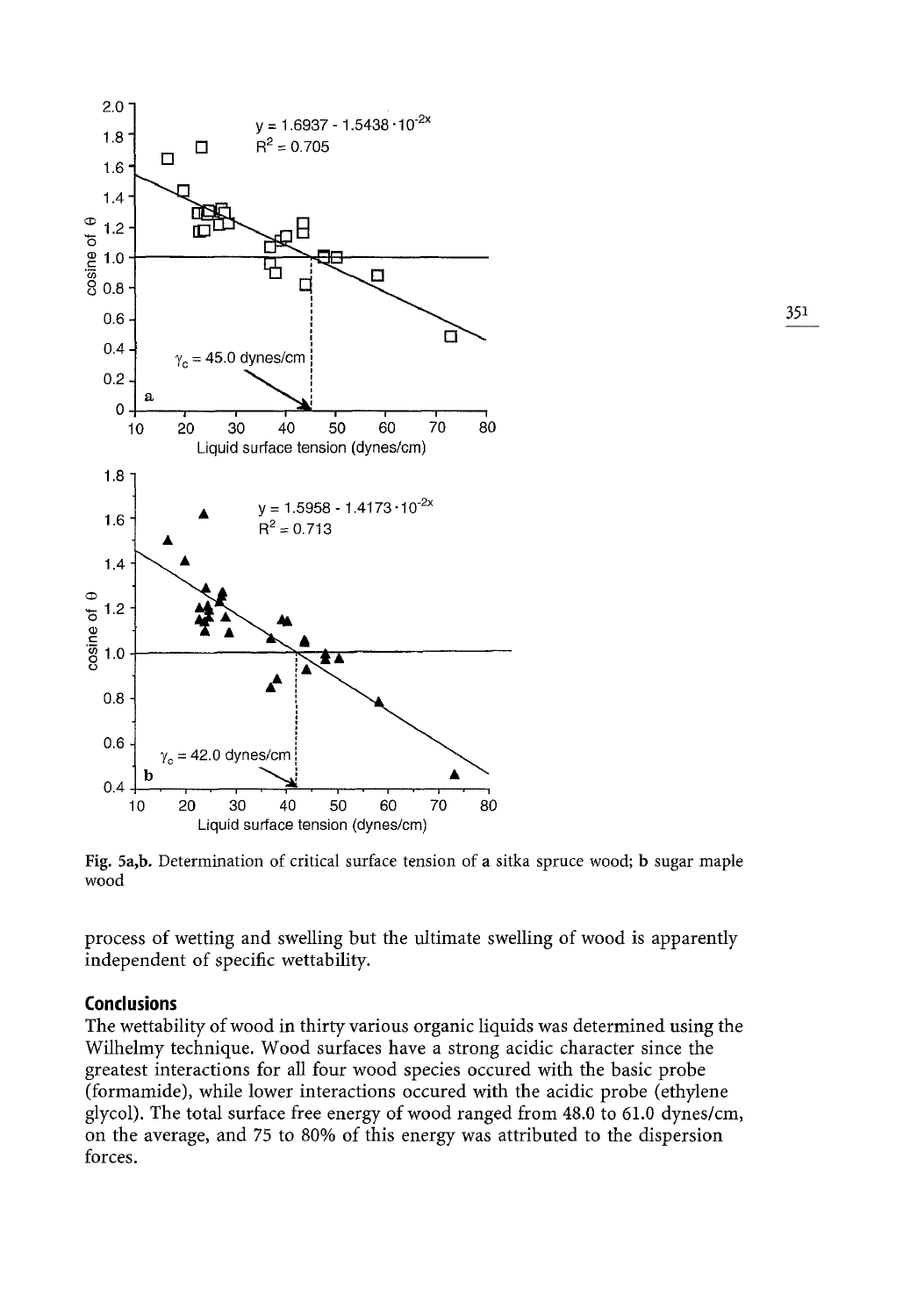Fig. 5a,b. Determination of critical surface tension of **a** sitka spruce wood; **b** sugar maple wood

process of wetting and swelling but the ultimate swelling of wood is apparently independent of specific wettability.

## Conclusions

The wettability of wood in thirty various organic liquids was determined using the Wilhelmy technique. Wood surfaces have a strong acidic character since the greatest interactions for all four wood species occured with the basic probe (formamide), while lower interactions occured with the acidic probe (ethylene glycol). The total surface free energy of wood ranged from 48.0 to 61.0 dynes/cm, on the average, and 75 to 80% of this energy was attributed to the dispersion forces.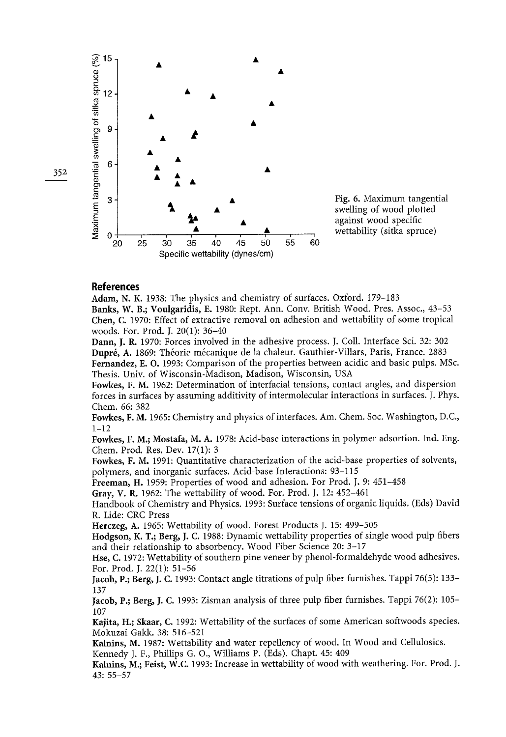Fig. 6. Maximum tangential swelling of wood plotted against wood specific wettability (sitka spruce)

## References

**Adam, N. K.** 1938: The physics and chemistry of surfaces. Oxford. 179–183

**Banks, W. B.; Voulgaridis, E.** 1980: Rept. Ann. Conv. British Wood. Pres. Assoc., 43–53

**Chen, C.** 1970: Effect of extractive removal on adhesion and wettability of some tropical woods. For. Prod. J. 20(1): 36–40

**Dann, J. R.** 1970: Forces involved in the adhesive process. J. Coll. Interface Sci. 32: 302

**Dupré, A.** 1869: Théorie mécanique de la chaleur. Gauthier-Villars, Paris, France. 2883

**Fernandez, E. O.** 1993: Comparison of the properties between acidic and basic pulps. MSc. Thesis. Univ. of Wisconsin-Madison, Madison, Wisconsin, USA

**Fowkes, F. M.** 1962: Determination of interfacial tensions, contact angles, and dispersion forces in surfaces by assuming additivity of intermolecular interactions in surfaces. J. Phys. Chem. 66: 382

**Fowkes, F. M.** 1965: Chemistry and physics of interfaces. Am. Chem. Soc. Washington, D.C., 1–12

**Fowkes, F. M.; Mostafa, M. A.** 1978: Acid-base interactions in polymer adsortion. Ind. Eng. Chem. Prod. Res. Dev. 17(1): 3

**Fowkes, F. M.** 1991: Quantitative characterization of the acid-base properties of solvents, polymers, and inorganic surfaces. Acid-base Interactions: 93–115

**Freeman, H.** 1959: Properties of wood and adhesion. For Prod. J. 9: 451–458

**Gray, V. R.** 1962: The wettability of wood. For. Prod. J. 12: 452–461

Handbook of Chemistry and Physics. 1993: Surface tensions of organic liquids. (Eds) David R. Lide: CRC Press

**Herczeg, A.** 1965: Wettability of wood. Forest Products J. 15: 499–505

**Hodgson, K. T.; Berg, J. C.** 1988: Dynamic wettability properties of single wood pulp fibers and their relationship to absorbency. Wood Fiber Science 20: 3–17

**Hse, C.** 1972: Wettability of southern pine veneer by phenol-formaldehyde wood adhesives. For. Prod. J. 22(1): 51–56

**Jacob, P.; Berg, J. C.** 1993: Contact angle titrations of pulp fiber furnishes. Tappi 76(5): 133–137

**Jacob, P.; Berg, J. C.** 1993: Zisman analysis of three pulp fiber furnishes. Tappi 76(2): 105–107

**Kajita, H.; Skaar, C.** 1992: Wettability of the surfaces of some American softwoods species. Mokuzai Gakk. 38: 516–521

**Kalnins, M.** 1987: Wettability and water repellency of wood. In Wood and Cellulosics. Kennedy J. F., Phillips G. O., Williams P. (Eds). Chapt. 45: 409

**Kalnins, M.; Feist, W.C.** 1993: Increase in wettability of wood with weathering. For. Prod. J. 43: 55–57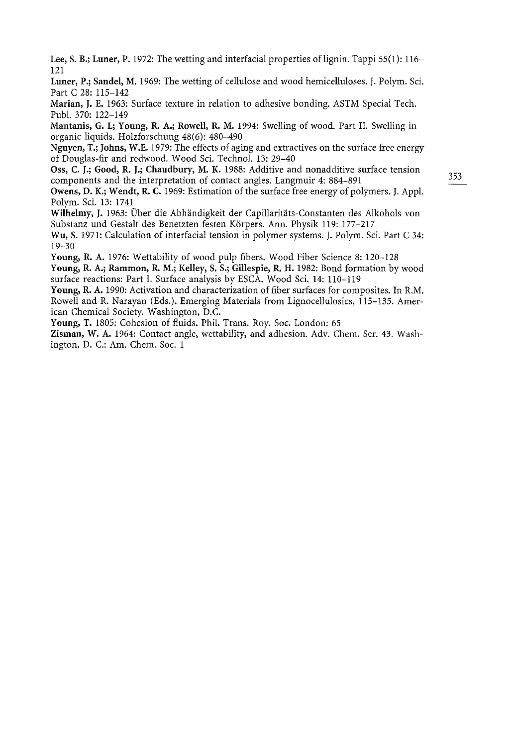**Lee, S. B.; Luner, P.** 1972: The wetting and interfacial properties of lignin. Tappi 55(1): 116–121

**Luner, P.; Sandel, M.** 1969: The wetting of cellulose and wood hemicelluloses. J. Polym. Sci. Part C 28: 115–142

**Marian, J. E.** 1963: Surface texture in relation to adhesive bonding. ASTM Special Tech. Publ. 370: 122–149

**Mantanis, G. I.; Young, R. A.; Rowell, R. M.** 1994: Swelling of wood. Part II. Swelling in organic liquids. Holzforschung 48(6): 480–490

**Nguyen, T.; Johns, W.E.** 1979: The effects of aging and extractives on the surface free energy of Douglas-fir and redwood. Wood Sci. Technol. 13: 29–40

**Oss, C. J.; Good, R. J.; Chaudbury, M. K.** 1988: Additive and nonadditive surface tension components and the interpretation of contact angles. Langmuir 4: 884–891

**Owens, D. K.; Wendt, R. C.** 1969: Estimation of the surface free energy of polymers. J. Appl. Polym. Sci. 13: 1741

**Wilhelmy, J.** 1963: Über die Abhändigkeit der Capillaritäts-Constanten des Alkohols von Substanz und Gestalt des Benetzten festen Körpers. Ann. Physik 119: 177–217

**Wu, S.** 1971: Calculation of interfacial tension in polymer systems. J. Polym. Sci. Part C 34: 19–30

**Young, R. A.** 1976: Wettability of wood pulp fibers. Wood Fiber Science 8: 120–128

**Young, R. A.; Rammon, R. M.; Kelley, S. S.; Gillespie, R. H.** 1982: Bond formation by wood surface reactions: Part I. Surface analysis by ESCA. Wood Sci. 14: 110–119

**Young, R. A.** 1990: Activation and characterization of fiber surfaces for composites. In R.M. Rowell and R. Narayan (Eds.). Emerging Materials from Lignocellulosics, 115–135. American Chemical Society. Washington, D.C.

**Young, T.** 1805: Cohesion of fluids. Phil. Trans. Roy. Soc. London: 65

**Zisman, W. A.** 1964: Contact angle, wettability, and adhesion. Adv. Chem. Ser. 43. Washington, D. C.: Am. Chem. Soc. 1